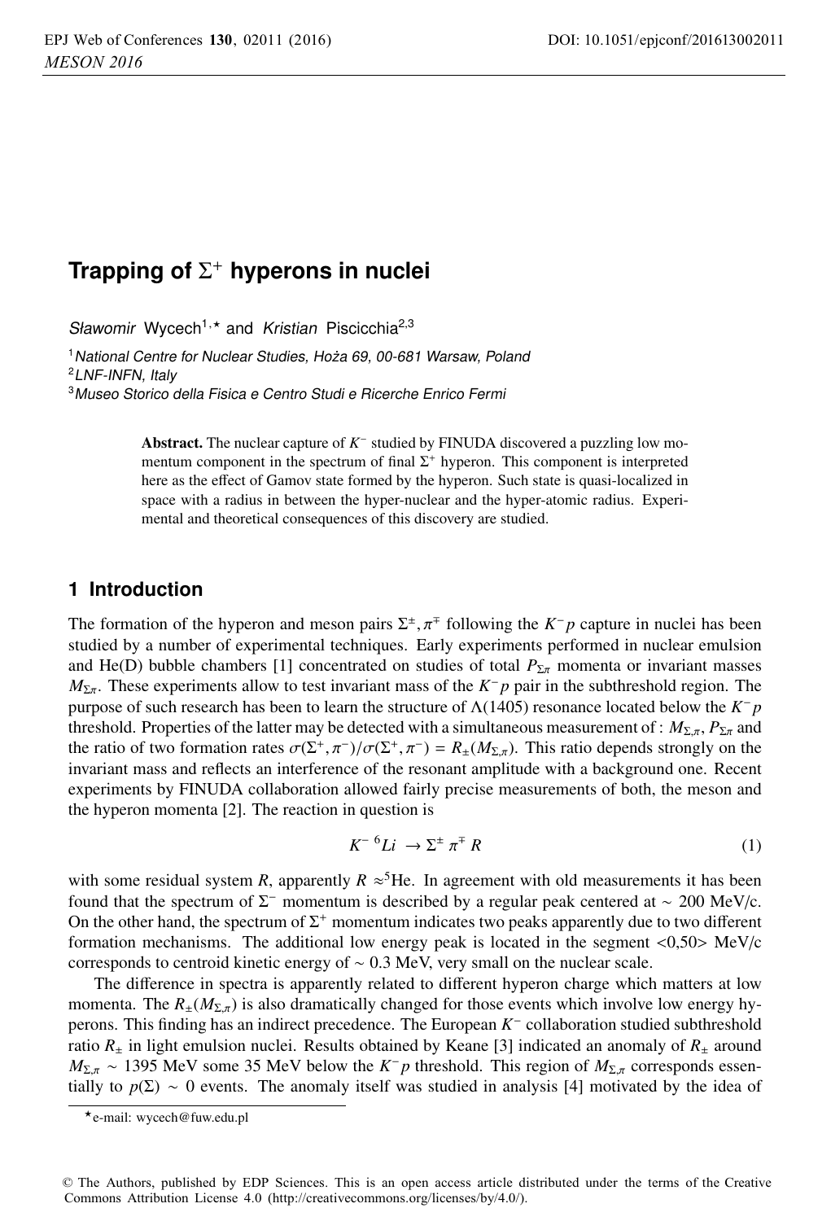# Trapping of $\Sigma^+$ hyperons in nuclei

*Sławomir* Wycech[1,★] and *Kristian* Piscicchia[2,3]

[1] *National Centre for Nuclear Studies, Hoża 69, 00-681 Warsaw, Poland*
[2] *LNF-INFN, Italy*
[3] *Museo Storico della Fisica e Centro Studi e Ricerche Enrico Fermi*

**Abstract.** The nuclear capture of $K^-$ studied by FINUDA discovered a puzzling low momentum component in the spectrum of final $\Sigma^+$ hyperon. This component is interpreted here as the effect of Gamov state formed by the hyperon. Such state is quasi-localized in space with a radius in between the hyper-nuclear and the hyper-atomic radius. Experimental and theoretical consequences of this discovery are studied.

## 1 Introduction

The formation of the hyperon and meson pairs $\Sigma^\pm, \pi^\mp$ following the $K^-p$ capture in nuclei has been studied by a number of experimental techniques. Early experiments performed in nuclear emulsion and He(D) bubble chambers [1] concentrated on studies of total $P_{\Sigma\pi}$ momenta or invariant masses $M_{\Sigma\pi}$. These experiments allow to test invariant mass of the $K^-p$ pair in the subthreshold region. The purpose of such research has been to learn the structure of $\Lambda(1405)$ resonance located below the $K^-p$ threshold. Properties of the latter may be detected with a simultaneous measurement of : $M_{\Sigma,\pi}$, $P_{\Sigma\pi}$ and the ratio of two formation rates $\sigma(\Sigma^+,\pi^-)/\sigma(\Sigma^+,\pi^-) = R_\pm(M_{\Sigma,\pi})$. This ratio depends strongly on the invariant mass and reflects an interference of the resonant amplitude with a background one. Recent experiments by FINUDA collaboration allowed fairly precise measurements of both, the meson and the hyperon momenta [2]. The reaction in question is

$$K^- \, {}^6Li \;\rightarrow \Sigma^\pm \, \pi^\mp \, R \tag{1}$$

with some residual system $R$, apparently $R \approx {}^5$He. In agreement with old measurements it has been found that the spectrum of $\Sigma^-$ momentum is described by a regular peak centered at $\sim$ 200 MeV/c. On the other hand, the spectrum of $\Sigma^+$ momentum indicates two peaks apparently due to two different formation mechanisms. The additional low energy peak is located in the segment <0,50> MeV/c corresponds to centroid kinetic energy of $\sim$ 0.3 MeV, very small on the nuclear scale.

The difference in spectra is apparently related to different hyperon charge which matters at low momenta. The $R_\pm(M_{\Sigma,\pi})$ is also dramatically changed for those events which involve low energy hyperons. This finding has an indirect precedence. The European $K^-$ collaboration studied subthreshold ratio $R_\pm$ in light emulsion nuclei. Results obtained by Keane [3] indicated an anomaly of $R_\pm$ around $M_{\Sigma,\pi} \sim$ 1395 MeV some 35 MeV below the $K^-p$ threshold. This region of $M_{\Sigma,\pi}$ corresponds essentially to $p(\Sigma) \sim 0$ events. The anomaly itself was studied in analysis [4] motivated by the idea of

★e-mail: wycech@fuw.edu.pl

© The Authors, published by EDP Sciences. This is an open access article distributed under the terms of the Creative Commons Attribution License 4.0 (http://creativecommons.org/licenses/by/4.0/).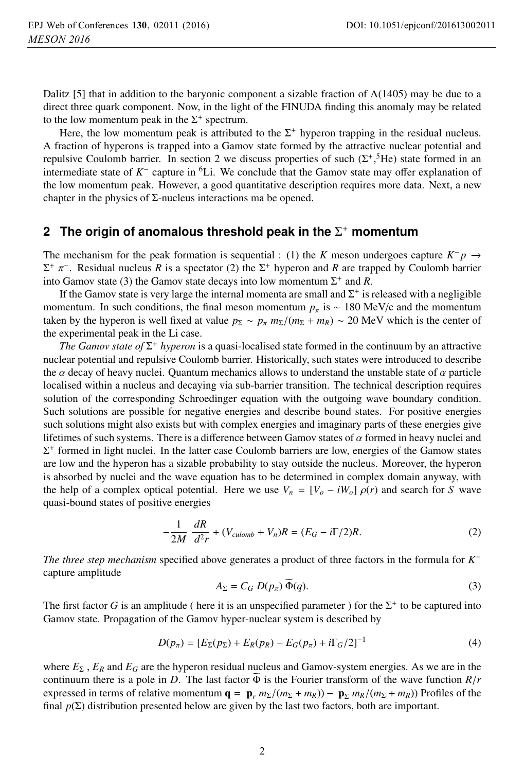Dalitz [5] that in addition to the baryonic component a sizable fraction of $\Lambda(1405)$ may be due to a direct three quark component. Now, in the light of the FINUDA finding this anomaly may be related to the low momentum peak in the $\Sigma^+$ spectrum.

Here, the low momentum peak is attributed to the $\Sigma^+$ hyperon trapping in the residual nucleus. A fraction of hyperons is trapped into a Gamov state formed by the attractive nuclear potential and repulsive Coulomb barrier. In section 2 we discuss properties of such ($\Sigma^+$,$^5$He) state formed in an intermediate state of $K^-$ capture in $^6$Li. We conclude that the Gamov state may offer explanation of the low momentum peak. However, a good quantitative description requires more data. Next, a new chapter in the physics of $\Sigma$-nucleus interactions ma be opened.

## 2 The origin of anomalous threshold peak in the $\Sigma^+$ momentum

The mechanism for the peak formation is sequential : (1) the $K$ meson undergoes capture $K^- p \to \Sigma^+ \pi^-$. Residual nucleus $R$ is a spectator (2) the $\Sigma^+$ hyperon and $R$ are trapped by Coulomb barrier into Gamov state (3) the Gamov state decays into low momentum $\Sigma^+$ and $R$.

If the Gamov state is very large the internal momenta are small and $\Sigma^+$ is released with a negligible momentum. In such conditions, the final meson momentum $p_\pi$ is $\sim$ 180 MeV/c and the momentum taken by the hyperon is well fixed at value $p_\Sigma \sim p_\pi \, m_\Sigma/(m_\Sigma + m_R) \sim 20$ MeV which is the center of the experimental peak in the Li case.

*The Gamov state of* $\Sigma^+$ *hyperon* is a quasi-localised state formed in the continuum by an attractive nuclear potential and repulsive Coulomb barrier. Historically, such states were introduced to describe the $\alpha$ decay of heavy nuclei. Quantum mechanics allows to understand the unstable state of $\alpha$ particle localised within a nucleus and decaying via sub-barrier transition. The technical description requires solution of the corresponding Schroedinger equation with the outgoing wave boundary condition. Such solutions are possible for negative energies and describe bound states. For positive energies such solutions might also exists but with complex energies and imaginary parts of these energies give lifetimes of such systems. There is a difference between Gamov states of $\alpha$ formed in heavy nuclei and $\Sigma^+$ formed in light nuclei. In the latter case Coulomb barriers are low, energies of the Gamow states are low and the hyperon has a sizable probability to stay outside the nucleus. Moreover, the hyperon is absorbed by nuclei and the wave equation has to be determined in complex domain anyway, with the help of a complex optical potential. Here we use $V_n = [V_o - iW_o]\,\rho(r)$ and search for $S$ wave quasi-bound states of positive energies

$$-\frac{1}{2M}\,\frac{dR}{d^2r} + (V_{culomb} + V_n)R = (E_G - i\Gamma/2)R. \tag{2}$$

*The three step mechanism* specified above generates a product of three factors in the formula for $K^-$ capture amplitude

$$A_\Sigma = C_G \, D(p_\pi)\, \widetilde{\Phi}(q). \tag{3}$$

The first factor $G$ is an amplitude ( here it is an unspecified parameter ) for the $\Sigma^+$ to be captured into Gamov state. Propagation of the Gamov hyper-nuclear system is described by

$$D(p_\pi) = [E_\Sigma(p_\Sigma) + E_R(p_R) - E_G(p_\pi) + i\Gamma_G/2]^{-1} \tag{4}$$

where $E_\Sigma$ , $E_R$ and $E_G$ are the hyperon residual nucleus and Gamov-system energies. As we are in the continuum there is a pole in $D$. The last factor $\widetilde{\Phi}$ is the Fourier transform of the wave function $R/r$ expressed in terms of relative momentum $\mathbf{q} = \mathbf{p}_r \, m_\Sigma/(m_\Sigma + m_R)) - \mathbf{p}_\Sigma \, m_R/(m_\Sigma + m_R))$ Profiles of the final $p(\Sigma)$ distribution presented below are given by the last two factors, both are important.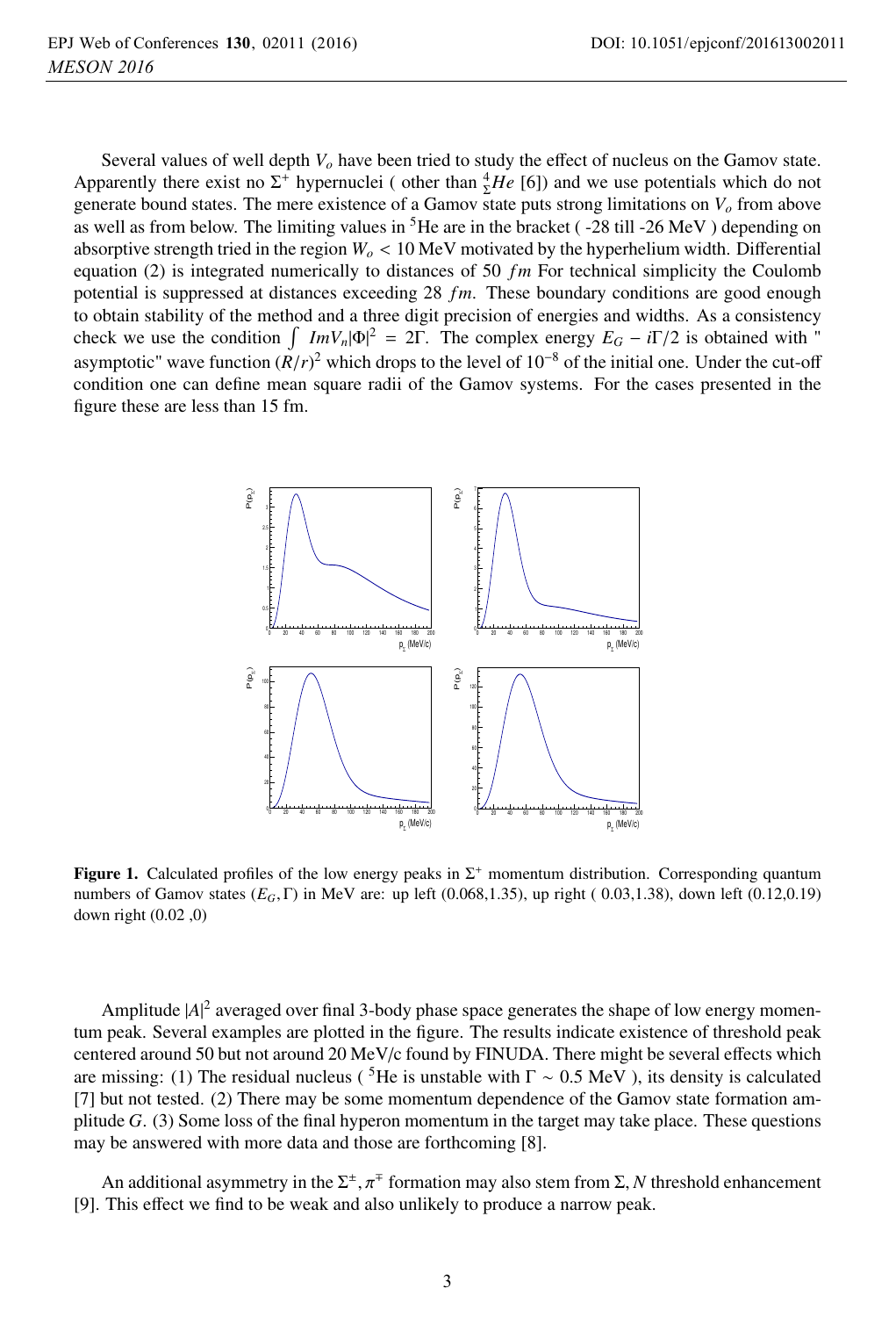Several values of well depth $V_o$ have been tried to study the effect of nucleus on the Gamov state. Apparently there exist no $\Sigma^+$ hypernuclei ( other than ${}^4_\Sigma He$ [6]) and we use potentials which do not generate bound states. The mere existence of a Gamov state puts strong limitations on $V_o$ from above as well as from below. The limiting values in ${}^5$He are in the bracket ( -28 till -26 MeV ) depending on absorptive strength tried in the region $W_o < 10$ MeV motivated by the hyperhelium width. Differential equation (2) is integrated numerically to distances of 50 $fm$ For technical simplicity the Coulomb potential is suppressed at distances exceeding 28 $fm$. These boundary conditions are good enough to obtain stability of the method and a three digit precision of energies and widths. As a consistency check we use the condition $\int ImV_n|\Phi|^2 = 2\Gamma$. The complex energy $E_G - i\Gamma/2$ is obtained with " asymptotic" wave function $(R/r)^2$ which drops to the level of $10^{-8}$ of the initial one. Under the cut-off condition one can define mean square radii of the Gamov systems. For the cases presented in the figure these are less than 15 fm.

**Figure 1.** Calculated profiles of the low energy peaks in $\Sigma^+$ momentum distribution. Corresponding quantum numbers of Gamov states $(E_G, \Gamma)$ in MeV are: up left (0.068,1.35), up right ( 0.03,1.38), down left (0.12,0.19) down right (0.02 ,0)

Amplitude $|A|^2$ averaged over final 3-body phase space generates the shape of low energy momentum peak. Several examples are plotted in the figure. The results indicate existence of threshold peak centered around 50 but not around 20 MeV/c found by FINUDA. There might be several effects which are missing: (1) The residual nucleus ( ${}^5$He is unstable with $\Gamma \sim 0.5$ MeV ), its density is calculated [7] but not tested. (2) There may be some momentum dependence of the Gamov state formation amplitude $G$. (3) Some loss of the final hyperon momentum in the target may take place. These questions may be answered with more data and those are forthcoming [8].

An additional asymmetry in the $\Sigma^\pm, \pi^\mp$ formation may also stem from $\Sigma, N$ threshold enhancement [9]. This effect we find to be weak and also unlikely to produce a narrow peak.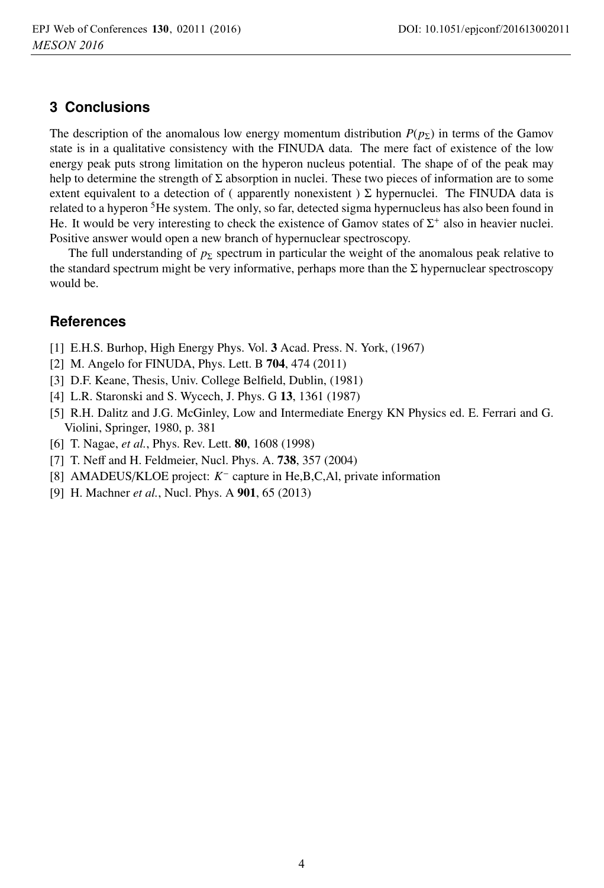## 3 Conclusions

The description of the anomalous low energy momentum distribution $P(p_\Sigma)$ in terms of the Gamov state is in a qualitative consistency with the FINUDA data. The mere fact of existence of the low energy peak puts strong limitation on the hyperon nucleus potential. The shape of of the peak may help to determine the strength of $\Sigma$ absorption in nuclei. These two pieces of information are to some extent equivalent to a detection of ( apparently nonexistent ) $\Sigma$ hypernuclei. The FINUDA data is related to a hyperon $^5$He system. The only, so far, detected sigma hypernucleus has also been found in He. It would be very interesting to check the existence of Gamov states of $\Sigma^+$ also in heavier nuclei. Positive answer would open a new branch of hypernuclear spectroscopy.

The full understanding of $p_\Sigma$ spectrum in particular the weight of the anomalous peak relative to the standard spectrum might be very informative, perhaps more than the $\Sigma$ hypernuclear spectroscopy would be.

## References

[1] E.H.S. Burhop, High Energy Phys. Vol. **3** Acad. Press. N. York, (1967)

[2] M. Angelo for FINUDA, Phys. Lett. B **704**, 474 (2011)

[3] D.F. Keane, Thesis, Univ. College Belfield, Dublin, (1981)

[4] L.R. Staronski and S. Wycech, J. Phys. G **13**, 1361 (1987)

[5] R.H. Dalitz and J.G. McGinley, Low and Intermediate Energy KN Physics ed. E. Ferrari and G. Violini, Springer, 1980, p. 381

[6] T. Nagae, *et al.*, Phys. Rev. Lett. **80**, 1608 (1998)

[7] T. Neff and H. Feldmeier, Nucl. Phys. A. **738**, 357 (2004)

[8] AMADEUS/KLOE project: $K^-$ capture in He,B,C,Al, private information

[9] H. Machner *et al.*, Nucl. Phys. A **901**, 65 (2013)